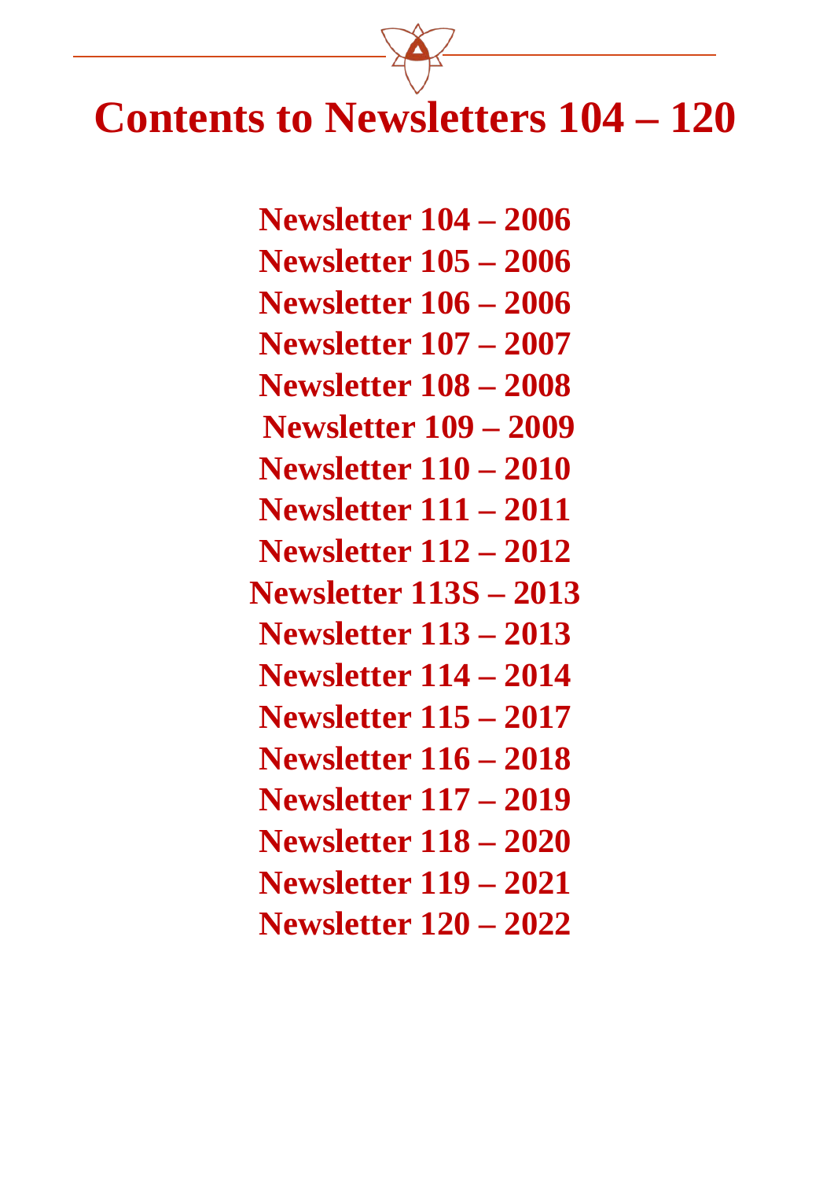# Contents to Newsletters 104 – 120

**Newsletter 104 – 2006**
**Newsletter 105 – 2006**
**Newsletter 106 – 2006**
**Newsletter 107 – 2007**
**Newsletter 108 – 2008**
**Newsletter 109 – 2009**
**Newsletter 110 – 2010**
**Newsletter 111 – 2011**
**Newsletter 112 – 2012**
**Newsletter 113S – 2013**
**Newsletter 113 – 2013**
**Newsletter 114 – 2014**
**Newsletter 115 – 2017**
**Newsletter 116 – 2018**
**Newsletter 117 – 2019**
**Newsletter 118 – 2020**
**Newsletter 119 – 2021**
**Newsletter 120 – 2022**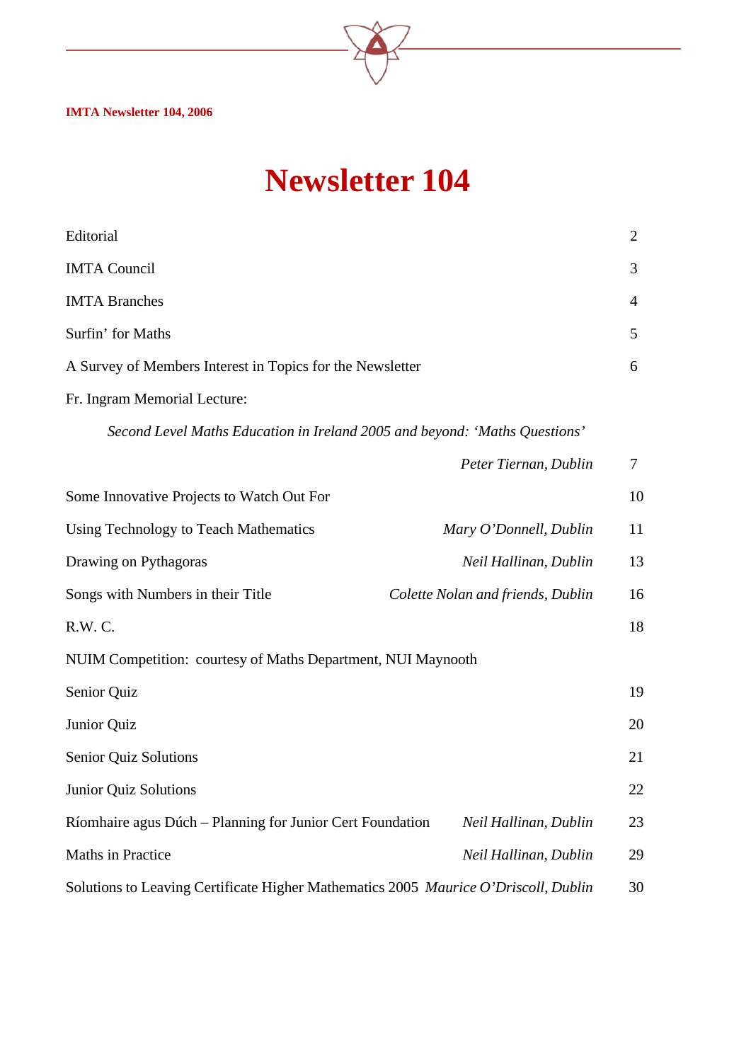# Newsletter 104

| | | |
|---|---|---|
| Editorial | | 2 |
| IMTA Council | | 3 |
| IMTA Branches | | 4 |
| Surfin' for Maths | | 5 |
| A Survey of Members Interest in Topics for the Newsletter | | 6 |
| Fr. Ingram Memorial Lecture: *Second Level Maths Education in Ireland 2005 and beyond: 'Maths Questions'* | *Peter Tiernan, Dublin* | 7 |
| Some Innovative Projects to Watch Out For | | 10 |
| Using Technology to Teach Mathematics | *Mary O'Donnell, Dublin* | 11 |
| Drawing on Pythagoras | *Neil Hallinan, Dublin* | 13 |
| Songs with Numbers in their Title | *Colette Nolan and friends, Dublin* | 16 |
| R.W. C. | | 18 |
| NUIM Competition: courtesy of Maths Department, NUI Maynooth | | |
| Senior Quiz | | 19 |
| Junior Quiz | | 20 |
| Senior Quiz Solutions | | 21 |
| Junior Quiz Solutions | | 22 |
| Ríomhaire agus Dúch – Planning for Junior Cert Foundation | *Neil Hallinan, Dublin* | 23 |
| Maths in Practice | *Neil Hallinan, Dublin* | 29 |
| Solutions to Leaving Certificate Higher Mathematics 2005 | *Maurice O'Driscoll, Dublin* | 30 |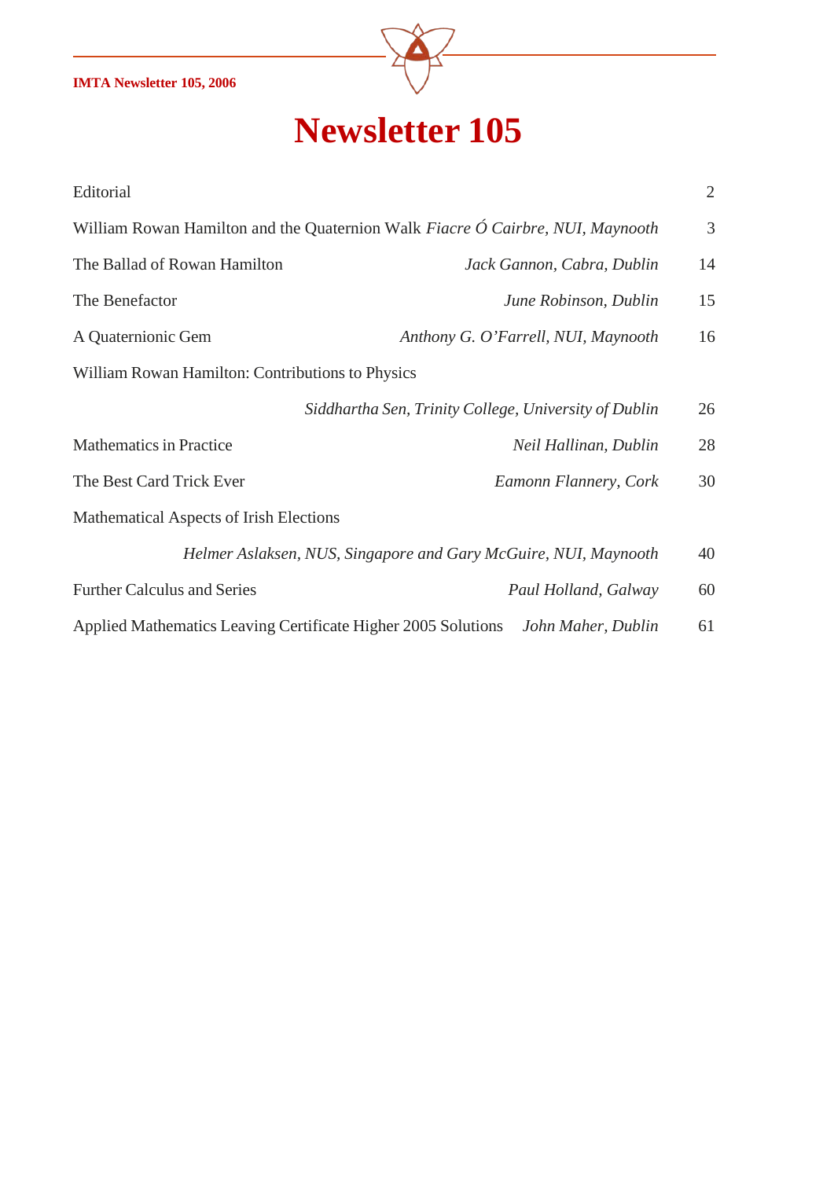# Newsletter 105

| | | |
|---|---|---|
| Editorial | | 2 |
| William Rowan Hamilton and the Quaternion Walk | *Fiacre Ó Cairbre, NUI, Maynooth* | 3 |
| The Ballad of Rowan Hamilton | *Jack Gannon, Cabra, Dublin* | 14 |
| The Benefactor | *June Robinson, Dublin* | 15 |
| A Quaternionic Gem | *Anthony G. O'Farrell, NUI, Maynooth* | 16 |
| William Rowan Hamilton: Contributions to Physics | *Siddhartha Sen, Trinity College, University of Dublin* | 26 |
| Mathematics in Practice | *Neil Hallinan, Dublin* | 28 |
| The Best Card Trick Ever | *Eamonn Flannery, Cork* | 30 |
| Mathematical Aspects of Irish Elections | *Helmer Aslaksen, NUS, Singapore and Gary McGuire, NUI, Maynooth* | 40 |
| Further Calculus and Series | *Paul Holland, Galway* | 60 |
| Applied Mathematics Leaving Certificate Higher 2005 Solutions | *John Maher, Dublin* | 61 |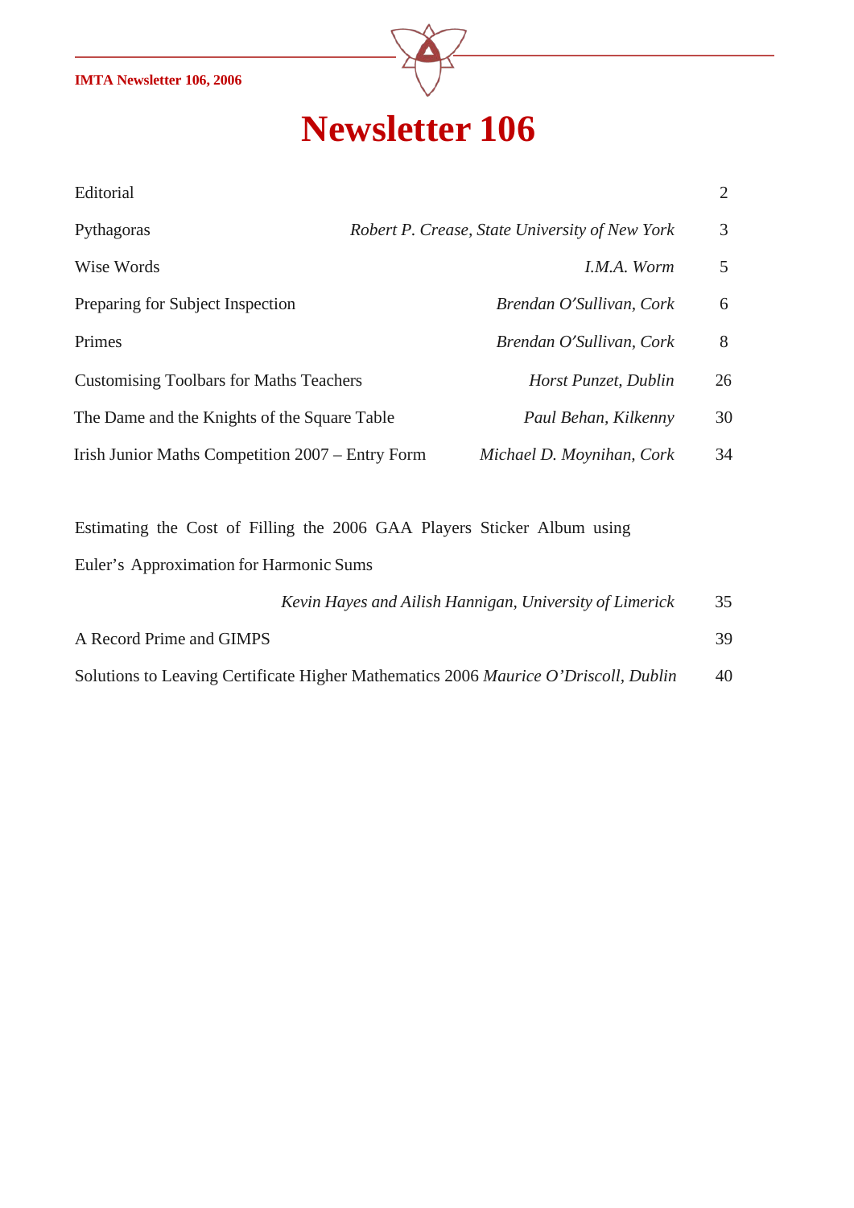# Newsletter 106

| | | |
|---|---|---|
| Editorial | | 2 |
| Pythagoras | *Robert P. Crease, State University of New York* | 3 |
| Wise Words | *I.M.A. Worm* | 5 |
| Preparing for Subject Inspection | *Brendan O'Sullivan, Cork* | 6 |
| Primes | *Brendan O'Sullivan, Cork* | 8 |
| Customising Toolbars for Maths Teachers | *Horst Punzet, Dublin* | 26 |
| The Dame and the Knights of the Square Table | *Paul Behan, Kilkenny* | 30 |
| Irish Junior Maths Competition 2007 – Entry Form | *Michael D. Moynihan, Cork* | 34 |
| Estimating the Cost of Filling the 2006 GAA Players Sticker Album using Euler's Approximation for Harmonic Sums | *Kevin Hayes and Ailish Hannigan, University of Limerick* | 35 |
| A Record Prime and GIMPS | | 39 |
| Solutions to Leaving Certificate Higher Mathematics 2006 | *Maurice O'Driscoll, Dublin* | 40 |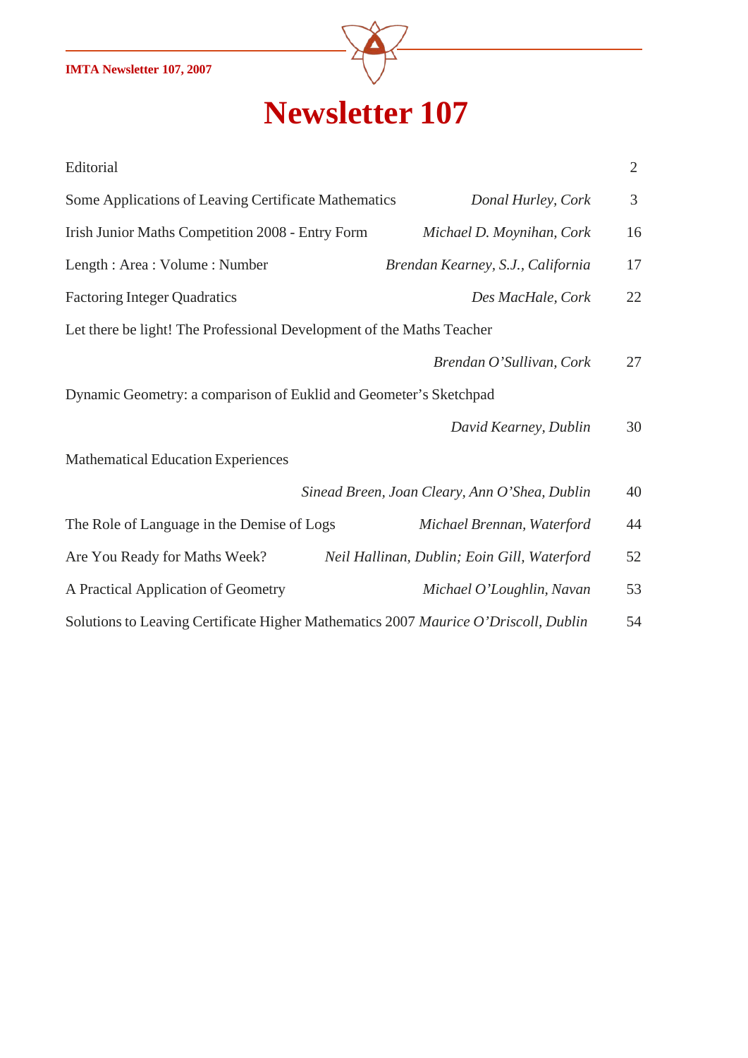# Newsletter 107

| | | |
|---|---|---|
| Editorial | | 2 |
| Some Applications of Leaving Certificate Mathematics | *Donal Hurley, Cork* | 3 |
| Irish Junior Maths Competition 2008 - Entry Form | *Michael D. Moynihan, Cork* | 16 |
| Length : Area : Volume : Number | *Brendan Kearney, S.J., California* | 17 |
| Factoring Integer Quadratics | *Des MacHale, Cork* | 22 |
| Let there be light! The Professional Development of the Maths Teacher | *Brendan O'Sullivan, Cork* | 27 |
| Dynamic Geometry: a comparison of Euklid and Geometer's Sketchpad | *David Kearney, Dublin* | 30 |
| Mathematical Education Experiences | *Sinead Breen, Joan Cleary, Ann O'Shea, Dublin* | 40 |
| The Role of Language in the Demise of Logs | *Michael Brennan, Waterford* | 44 |
| Are You Ready for Maths Week? | *Neil Hallinan, Dublin; Eoin Gill, Waterford* | 52 |
| A Practical Application of Geometry | *Michael O'Loughlin, Navan* | 53 |
| Solutions to Leaving Certificate Higher Mathematics 2007 | *Maurice O'Driscoll, Dublin* | 54 |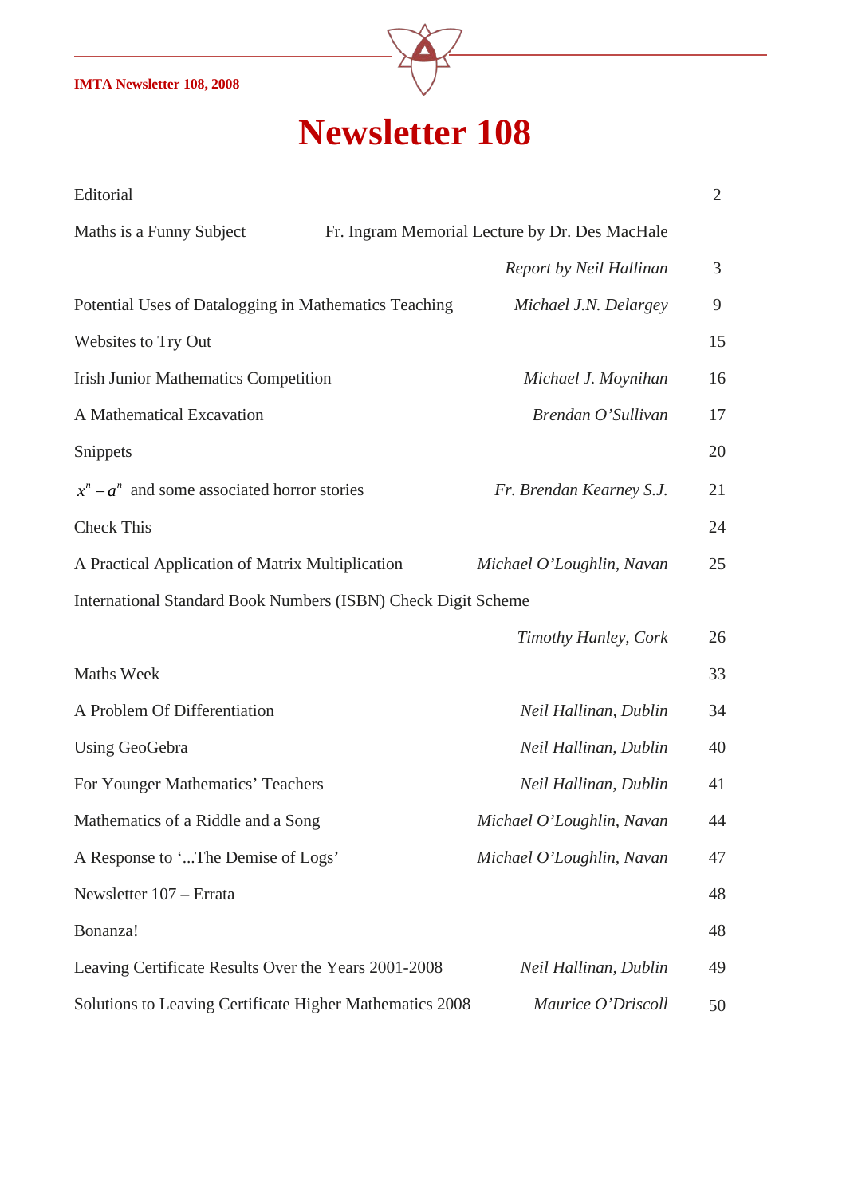# Newsletter 108

| | | |
|---|---|---|
| Editorial | | 2 |
| Maths is a Funny Subject | Fr. Ingram Memorial Lecture by Dr. Des MacHale *Report by Neil Hallinan* | 3 |
| Potential Uses of Datalogging in Mathematics Teaching | *Michael J.N. Delargey* | 9 |
| Websites to Try Out | | 15 |
| Irish Junior Mathematics Competition | *Michael J. Moynihan* | 16 |
| A Mathematical Excavation | *Brendan O'Sullivan* | 17 |
| Snippets | | 20 |
| $x^n - a^n$ and some associated horror stories | *Fr. Brendan Kearney S.J.* | 21 |
| Check This | | 24 |
| A Practical Application of Matrix Multiplication | *Michael O'Loughlin, Navan* | 25 |
| International Standard Book Numbers (ISBN) Check Digit Scheme | *Timothy Hanley, Cork* | 26 |
| Maths Week | | 33 |
| A Problem Of Differentiation | *Neil Hallinan, Dublin* | 34 |
| Using GeoGebra | *Neil Hallinan, Dublin* | 40 |
| For Younger Mathematics' Teachers | *Neil Hallinan, Dublin* | 41 |
| Mathematics of a Riddle and a Song | *Michael O'Loughlin, Navan* | 44 |
| A Response to '...The Demise of Logs' | *Michael O'Loughlin, Navan* | 47 |
| Newsletter 107 – Errata | | 48 |
| Bonanza! | | 48 |
| Leaving Certificate Results Over the Years 2001-2008 | *Neil Hallinan, Dublin* | 49 |
| Solutions to Leaving Certificate Higher Mathematics 2008 | *Maurice O'Driscoll* | 50 |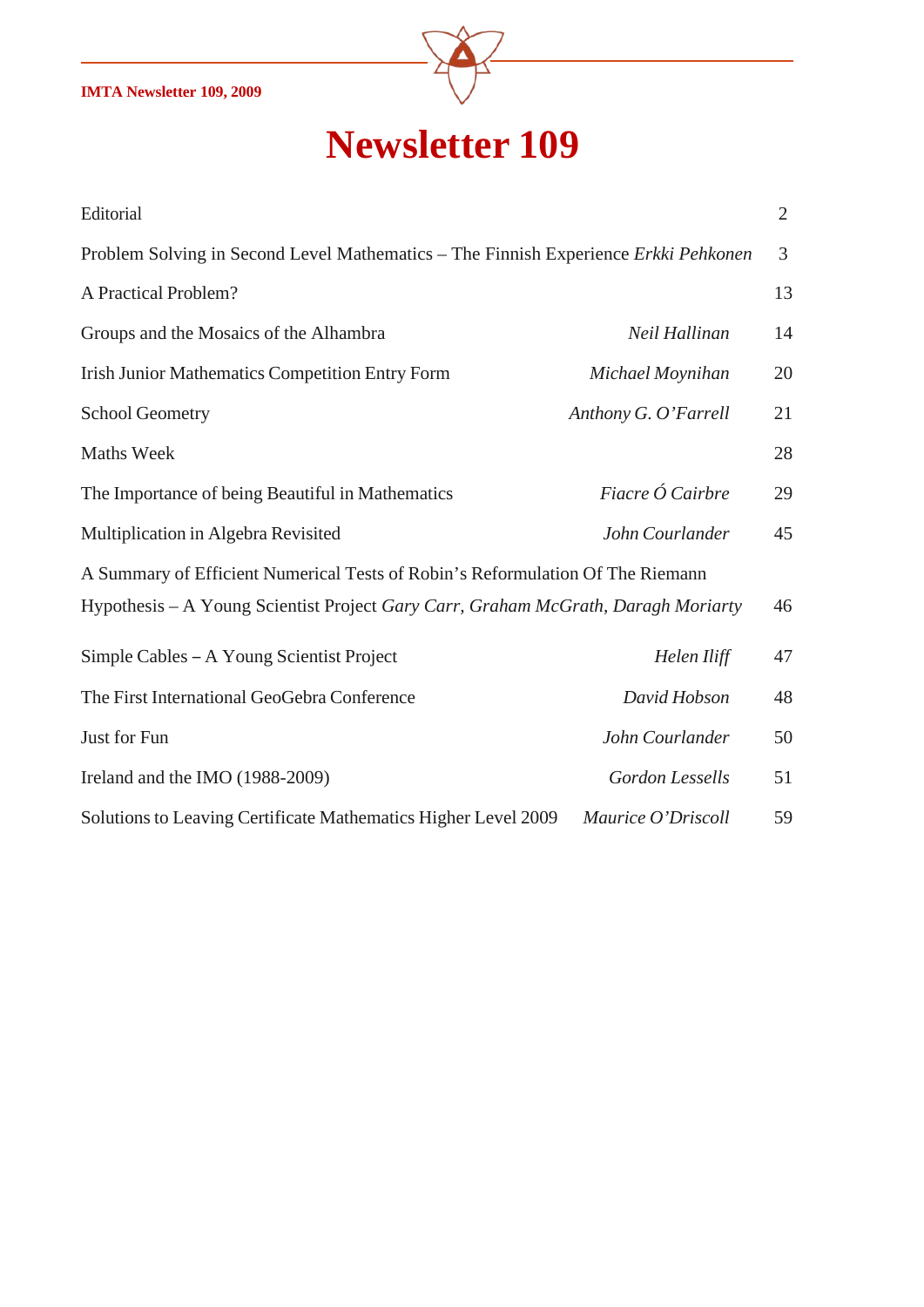# Newsletter 109

| | | |
|---|---|---|
| Editorial | | 2 |
| Problem Solving in Second Level Mathematics – The Finnish Experience | *Erkki Pehkonen* | 3 |
| A Practical Problem? | | 13 |
| Groups and the Mosaics of the Alhambra | *Neil Hallinan* | 14 |
| Irish Junior Mathematics Competition Entry Form | *Michael Moynihan* | 20 |
| School Geometry | *Anthony G. O'Farrell* | 21 |
| Maths Week | | 28 |
| The Importance of being Beautiful in Mathematics | *Fiacre Ó Cairbre* | 29 |
| Multiplication in Algebra Revisited | *John Courlander* | 45 |
| A Summary of Efficient Numerical Tests of Robin's Reformulation Of The Riemann Hypothesis – A Young Scientist Project | *Gary Carr, Graham McGrath, Daragh Moriarty* | 46 |
| Simple Cables – A Young Scientist Project | *Helen Iliff* | 47 |
| The First International GeoGebra Conference | *David Hobson* | 48 |
| Just for Fun | *John Courlander* | 50 |
| Ireland and the IMO (1988-2009) | *Gordon Lessells* | 51 |
| Solutions to Leaving Certificate Mathematics Higher Level 2009 | *Maurice O'Driscoll* | 59 |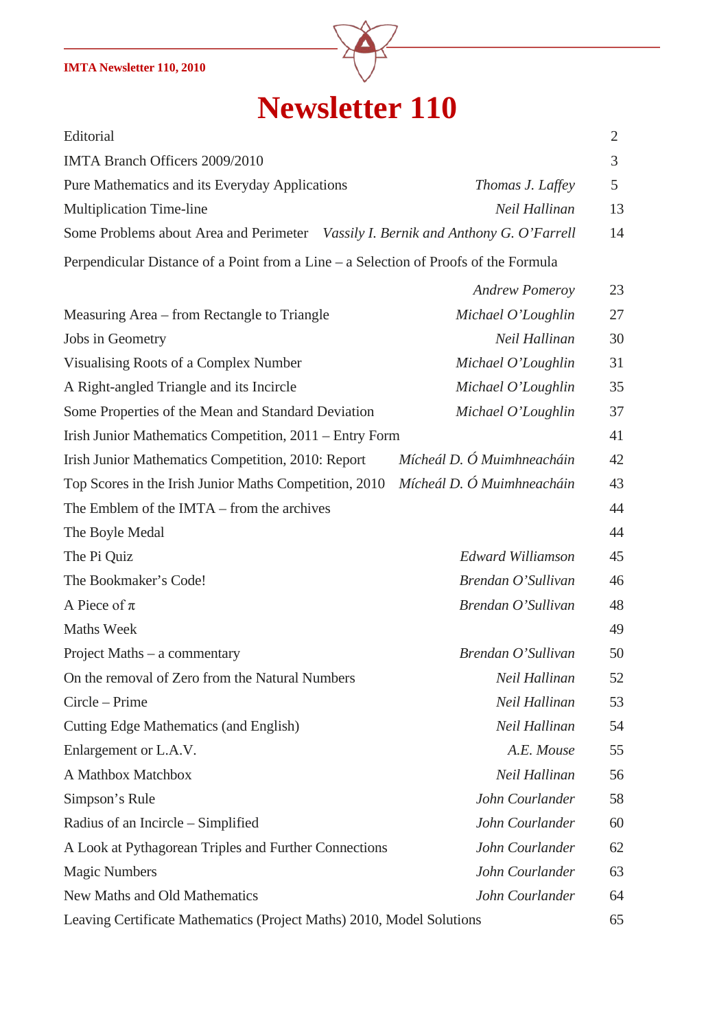# Newsletter 110

| | | |
|---|---|---|
| Editorial | | 2 |
| IMTA Branch Officers 2009/2010 | | 3 |
| Pure Mathematics and its Everyday Applications | *Thomas J. Laffey* | 5 |
| Multiplication Time-line | *Neil Hallinan* | 13 |
| Some Problems about Area and Perimeter | *Vassily I. Bernik and Anthony G. O'Farrell* | 14 |
| Perpendicular Distance of a Point from a Line – a Selection of Proofs of the Formula | *Andrew Pomeroy* | 23 |
| Measuring Area – from Rectangle to Triangle | *Michael O'Loughlin* | 27 |
| Jobs in Geometry | *Neil Hallinan* | 30 |
| Visualising Roots of a Complex Number | *Michael O'Loughlin* | 31 |
| A Right-angled Triangle and its Incircle | *Michael O'Loughlin* | 35 |
| Some Properties of the Mean and Standard Deviation | *Michael O'Loughlin* | 37 |
| Irish Junior Mathematics Competition, 2011 – Entry Form | | 41 |
| Irish Junior Mathematics Competition, 2010: Report | *Mícheál D. Ó Muimhneacháin* | 42 |
| Top Scores in the Irish Junior Maths Competition, 2010 | *Mícheál D. Ó Muimhneacháin* | 43 |
| The Emblem of the IMTA – from the archives | | 44 |
| The Boyle Medal | | 44 |
| The Pi Quiz | *Edward Williamson* | 45 |
| The Bookmaker's Code! | *Brendan O'Sullivan* | 46 |
| A Piece of $\pi$ | *Brendan O'Sullivan* | 48 |
| Maths Week | | 49 |
| Project Maths – a commentary | *Brendan O'Sullivan* | 50 |
| On the removal of Zero from the Natural Numbers | *Neil Hallinan* | 52 |
| Circle – Prime | *Neil Hallinan* | 53 |
| Cutting Edge Mathematics (and English) | *Neil Hallinan* | 54 |
| Enlargement or L.A.V. | *A.E. Mouse* | 55 |
| A Mathbox Matchbox | *Neil Hallinan* | 56 |
| Simpson's Rule | *John Courlander* | 58 |
| Radius of an Incircle – Simplified | *John Courlander* | 60 |
| A Look at Pythagorean Triples and Further Connections | *John Courlander* | 62 |
| Magic Numbers | *John Courlander* | 63 |
| New Maths and Old Mathematics | *John Courlander* | 64 |
| Leaving Certificate Mathematics (Project Maths) 2010, Model Solutions | | 65 |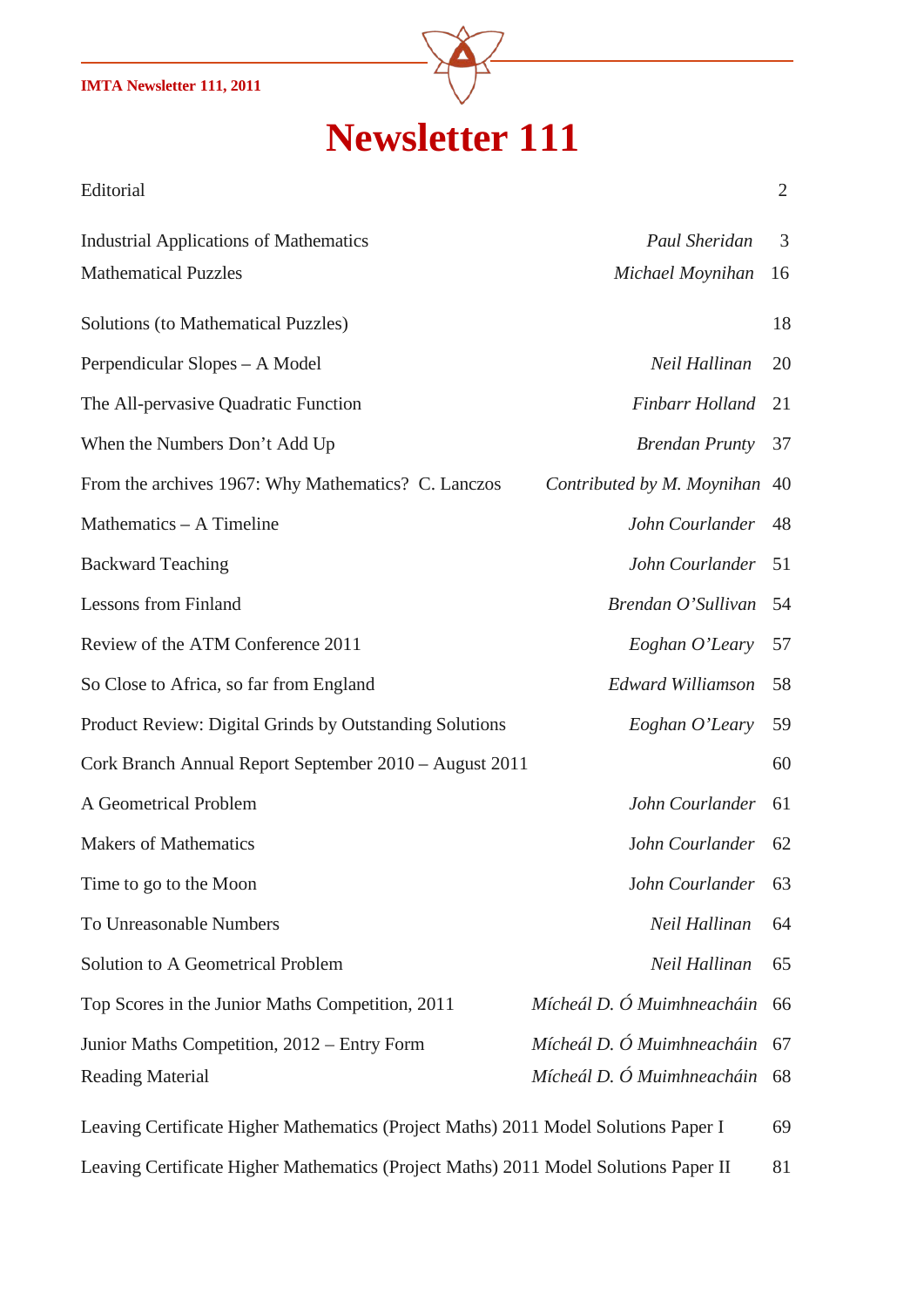# Newsletter 111

| | | |
|---|---|---|
| Editorial | | 2 |
| Industrial Applications of Mathematics | *Paul Sheridan* | 3 |
| Mathematical Puzzles | *Michael Moynihan* | 16 |
| Solutions (to Mathematical Puzzles) | | 18 |
| Perpendicular Slopes – A Model | *Neil Hallinan* | 20 |
| The All-pervasive Quadratic Function | *Finbarr Holland* | 21 |
| When the Numbers Don't Add Up | *Brendan Prunty* | 37 |
| From the archives 1967: Why Mathematics? C. Lanczos | *Contributed by M. Moynihan* | 40 |
| Mathematics – A Timeline | *John Courlander* | 48 |
| Backward Teaching | *John Courlander* | 51 |
| Lessons from Finland | *Brendan O'Sullivan* | 54 |
| Review of the ATM Conference 2011 | *Eoghan O'Leary* | 57 |
| So Close to Africa, so far from England | *Edward Williamson* | 58 |
| Product Review: Digital Grinds by Outstanding Solutions | *Eoghan O'Leary* | 59 |
| Cork Branch Annual Report September 2010 – August 2011 | | 60 |
| A Geometrical Problem | *John Courlander* | 61 |
| Makers of Mathematics | *John Courlander* | 62 |
| Time to go to the Moon | *John Courlander* | 63 |
| To Unreasonable Numbers | *Neil Hallinan* | 64 |
| Solution to A Geometrical Problem | *Neil Hallinan* | 65 |
| Top Scores in the Junior Maths Competition, 2011 | *Mícheál D. Ó Muimhneacháin* | 66 |
| Junior Maths Competition, 2012 – Entry Form | *Mícheál D. Ó Muimhneacháin* | 67 |
| Reading Material | *Mícheál D. Ó Muimhneacháin* | 68 |
| Leaving Certificate Higher Mathematics (Project Maths) 2011 Model Solutions Paper I | | 69 |
| Leaving Certificate Higher Mathematics (Project Maths) 2011 Model Solutions Paper II | | 81 |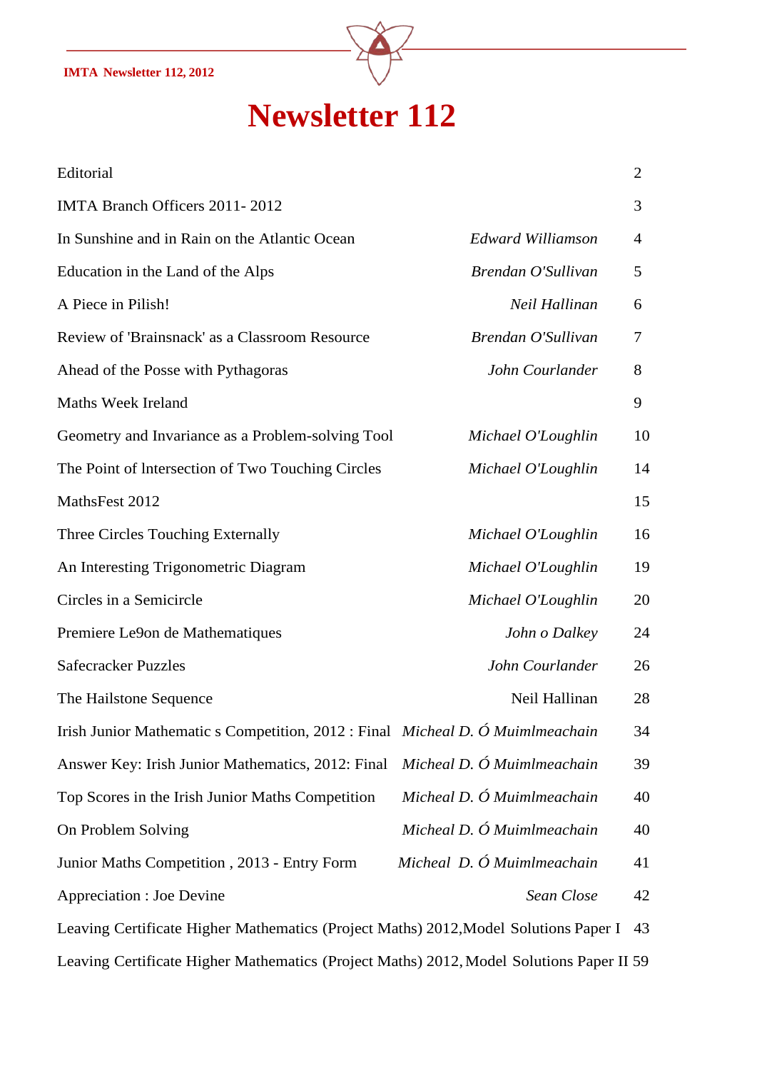# Newsletter 112

| | | |
|---|---|---|
| Editorial | | 2 |
| IMTA Branch Officers 2011- 2012 | | 3 |
| In Sunshine and in Rain on the Atlantic Ocean | *Edward Williamson* | 4 |
| Education in the Land of the Alps | *Brendan O'Sullivan* | 5 |
| A Piece in Pilish! | *Neil Hallinan* | 6 |
| Review of 'Brainsnack' as a Classroom Resource | *Brendan O'Sullivan* | 7 |
| Ahead of the Posse with Pythagoras | *John Courlander* | 8 |
| Maths Week Ireland | | 9 |
| Geometry and Invariance as a Problem-solving Tool | *Michael O'Loughlin* | 10 |
| The Point of lntersection of Two Touching Circles | *Michael O'Loughlin* | 14 |
| MathsFest 2012 | | 15 |
| Three Circles Touching Externally | *Michael O'Loughlin* | 16 |
| An Interesting Trigonometric Diagram | *Michael O'Loughlin* | 19 |
| Circles in a Semicircle | *Michael O'Loughlin* | 20 |
| Premiere Le9on de Mathematiques | *John o Dalkey* | 24 |
| Safecracker Puzzles | *John Courlander* | 26 |
| The Hailstone Sequence | Neil Hallinan | 28 |
| Irish Junior Mathematic s Competition, 2012 : Final | *Micheal D. Ó Muimlmeachain* | 34 |
| Answer Key: Irish Junior Mathematics, 2012: Final | *Micheal D. Ó Muimlmeachain* | 39 |
| Top Scores in the Irish Junior Maths Competition | *Micheal D. Ó Muimlmeachain* | 40 |
| On Problem Solving | *Micheal D. Ó Muimlmeachain* | 40 |
| Junior Maths Competition , 2013 - Entry Form | *Micheal D. Ó Muimlmeachain* | 41 |
| Appreciation : Joe Devine | *Sean Close* | 42 |
| Leaving Certificate Higher Mathematics (Project Maths) 2012,Model Solutions Paper I | | 43 |
| Leaving Certificate Higher Mathematics (Project Maths) 2012, Model Solutions Paper II | | 59 |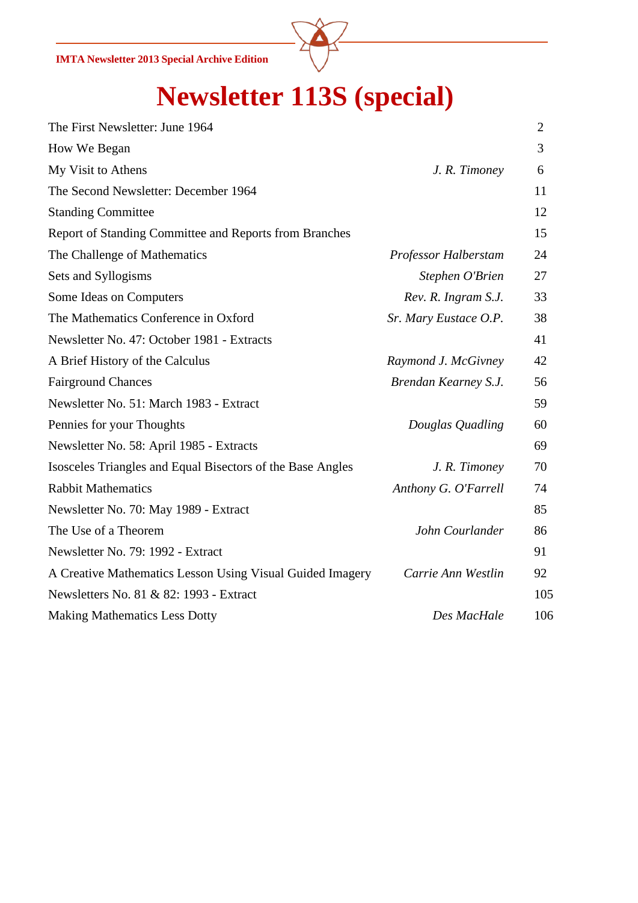# Newsletter 113S (special)

| | | |
|---|---|---|
| The First Newsletter: June 1964 | | 2 |
| How We Began | | 3 |
| My Visit to Athens | *J. R. Timoney* | 6 |
| The Second Newsletter: December 1964 | | 11 |
| Standing Committee | | 12 |
| Report of Standing Committee and Reports from Branches | | 15 |
| The Challenge of Mathematics | *Professor Halberstam* | 24 |
| Sets and Syllogisms | *Stephen O'Brien* | 27 |
| Some Ideas on Computers | *Rev. R. Ingram S.J.* | 33 |
| The Mathematics Conference in Oxford | *Sr. Mary Eustace O.P.* | 38 |
| Newsletter No. 47: October 1981 - Extracts | | 41 |
| A Brief History of the Calculus | *Raymond J. McGivney* | 42 |
| Fairground Chances | *Brendan Kearney S.J.* | 56 |
| Newsletter No. 51: March 1983 - Extract | | 59 |
| Pennies for your Thoughts | *Douglas Quadling* | 60 |
| Newsletter No. 58: April 1985 - Extracts | | 69 |
| Isosceles Triangles and Equal Bisectors of the Base Angles | *J. R. Timoney* | 70 |
| Rabbit Mathematics | *Anthony G. O'Farrell* | 74 |
| Newsletter No. 70: May 1989 - Extract | | 85 |
| The Use of a Theorem | *John Courlander* | 86 |
| Newsletter No. 79: 1992 - Extract | | 91 |
| A Creative Mathematics Lesson Using Visual Guided Imagery | *Carrie Ann Westlin* | 92 |
| Newsletters No. 81 & 82: 1993 - Extract | | 105 |
| Making Mathematics Less Dotty | *Des MacHale* | 106 |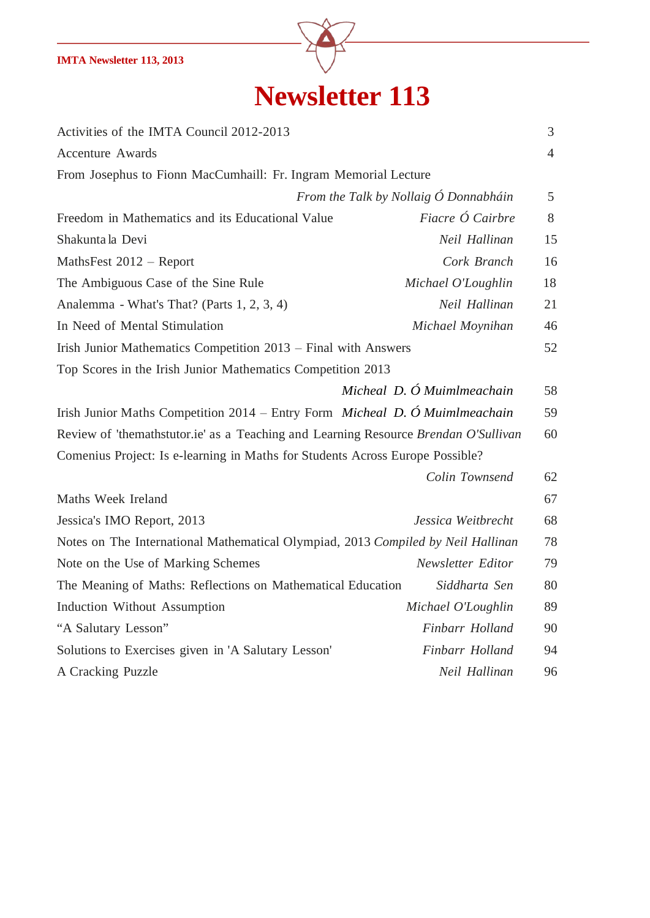# Newsletter 113

| | | |
|---|---|---|
| Activities of the IMTA Council 2012-2013 | | 3 |
| Accenture Awards | | 4 |
| From Josephus to Fionn MacCumhaill: Fr. Ingram Memorial Lecture | *From the Talk by Nollaig Ó Donnabháin* | 5 |
| Freedom in Mathematics and its Educational Value | *Fiacre Ó Cairbre* | 8 |
| Shakunta la Devi | *Neil Hallinan* | 15 |
| MathsFest 2012 – Report | *Cork Branch* | 16 |
| The Ambiguous Case of the Sine Rule | *Michael O'Loughlin* | 18 |
| Analemma - What's That? (Parts 1, 2, 3, 4) | *Neil Hallinan* | 21 |
| In Need of Mental Stimulation | *Michael Moynihan* | 46 |
| Irish Junior Mathematics Competition 2013 – Final with Answers | | 52 |
| Top Scores in the Irish Junior Mathematics Competition 2013 | *Micheal D. Ó Muimlmeachain* | 58 |
| Irish Junior Maths Competition 2014 – Entry Form | *Micheal D. Ó Muimlmeachain* | 59 |
| Review of 'themathstutor.ie' as a Teaching and Learning Resource | *Brendan O'Sullivan* | 60 |
| Comenius Project: Is e-learning in Maths for Students Across Europe Possible? | *Colin Townsend* | 62 |
| Maths Week Ireland | | 67 |
| Jessica's IMO Report, 2013 | *Jessica Weitbrecht* | 68 |
| Notes on The International Mathematical Olympiad, 2013 | *Compiled by Neil Hallinan* | 78 |
| Note on the Use of Marking Schemes | *Newsletter Editor* | 79 |
| The Meaning of Maths: Reflections on Mathematical Education | *Siddharta Sen* | 80 |
| Induction Without Assumption | *Michael O'Loughlin* | 89 |
| "A Salutary Lesson" | *Finbarr Holland* | 90 |
| Solutions to Exercises given in 'A Salutary Lesson' | *Finbarr Holland* | 94 |
| A Cracking Puzzle | *Neil Hallinan* | 96 |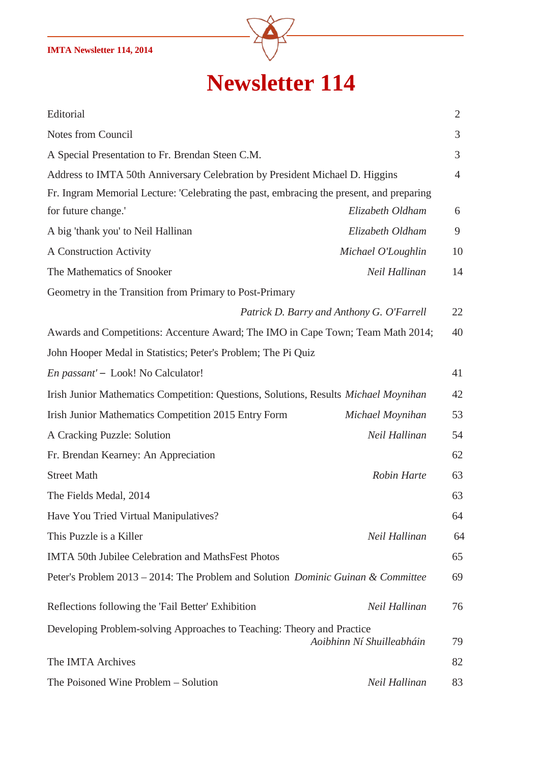# Newsletter 114

| | | |
|---|---|---|
| Editorial | | 2 |
| Notes from Council | | 3 |
| A Special Presentation to Fr. Brendan Steen C.M. | | 3 |
| Address to IMTA 50th Anniversary Celebration by President Michael D. Higgins | | 4 |
| Fr. Ingram Memorial Lecture: 'Celebrating the past, embracing the present, and preparing for future change.' | *Elizabeth Oldham* | 6 |
| A big 'thank you' to Neil Hallinan | *Elizabeth Oldham* | 9 |
| A Construction Activity | *Michael O'Loughlin* | 10 |
| The Mathematics of Snooker | *Neil Hallinan* | 14 |
| Geometry in the Transition from Primary to Post-Primary | *Patrick D. Barry and Anthony G. O'Farrell* | 22 |
| Awards and Competitions: Accenture Award; The IMO in Cape Town; Team Math 2014; John Hooper Medal in Statistics; Peter's Problem; The Pi Quiz | | 40 |
| *En passant'* – Look! No Calculator! | | 41 |
| Irish Junior Mathematics Competition: Questions, Solutions, Results | *Michael Moynihan* | 42 |
| Irish Junior Mathematics Competition 2015 Entry Form | *Michael Moynihan* | 53 |
| A Cracking Puzzle: Solution | *Neil Hallinan* | 54 |
| Fr. Brendan Kearney: An Appreciation | | 62 |
| Street Math | *Robin Harte* | 63 |
| The Fields Medal, 2014 | | 63 |
| Have You Tried Virtual Manipulatives? | | 64 |
| This Puzzle is a Killer | *Neil Hallinan* | 64 |
| IMTA 50th Jubilee Celebration and MathsFest Photos | | 65 |
| Peter's Problem 2013 – 2014: The Problem and Solution | *Dominic Guinan & Committee* | 69 |
| Reflections following the 'Fail Better' Exhibition | *Neil Hallinan* | 76 |
| Developing Problem-solving Approaches to Teaching: Theory and Practice | *Aoibhinn Ní Shuilleabháin* | 79 |
| The IMTA Archives | | 82 |
| The Poisoned Wine Problem – Solution | *Neil Hallinan* | 83 |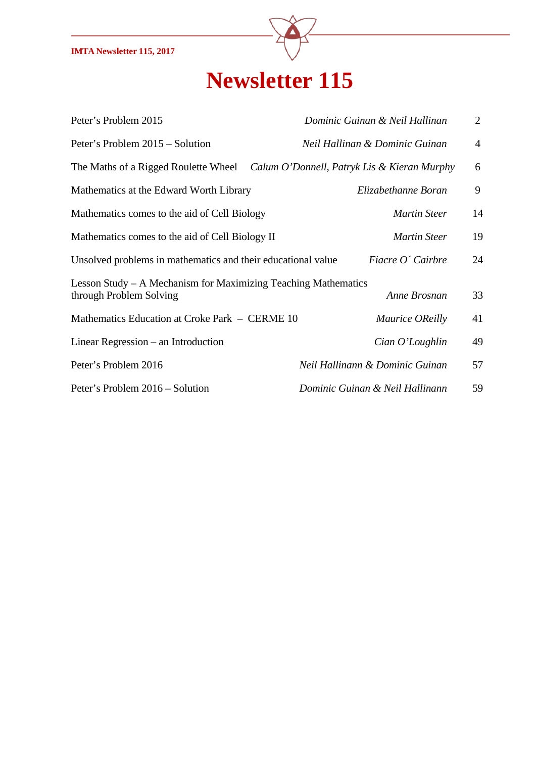# Newsletter 115

| | | |
|---|---|---|
| Peter's Problem 2015 | *Dominic Guinan & Neil Hallinan* | 2 |
| Peter's Problem 2015 – Solution | *Neil Hallinan & Dominic Guinan* | 4 |
| The Maths of a Rigged Roulette Wheel | *Calum O'Donnell, Patryk Lis & Kieran Murphy* | 6 |
| Mathematics at the Edward Worth Library | *Elizabethanne Boran* | 9 |
| Mathematics comes to the aid of Cell Biology | *Martin Steer* | 14 |
| Mathematics comes to the aid of Cell Biology II | *Martin Steer* | 19 |
| Unsolved problems in mathematics and their educational value | *Fiacre O´ Cairbre* | 24 |
| Lesson Study – A Mechanism for Maximizing Teaching Mathematics through Problem Solving | *Anne Brosnan* | 33 |
| Mathematics Education at Croke Park – CERME 10 | *Maurice OReilly* | 41 |
| Linear Regression – an Introduction | *Cian O'Loughlin* | 49 |
| Peter's Problem 2016 | *Neil Hallinann & Dominic Guinan* | 57 |
| Peter's Problem 2016 – Solution | *Dominic Guinan & Neil Hallinann* | 59 |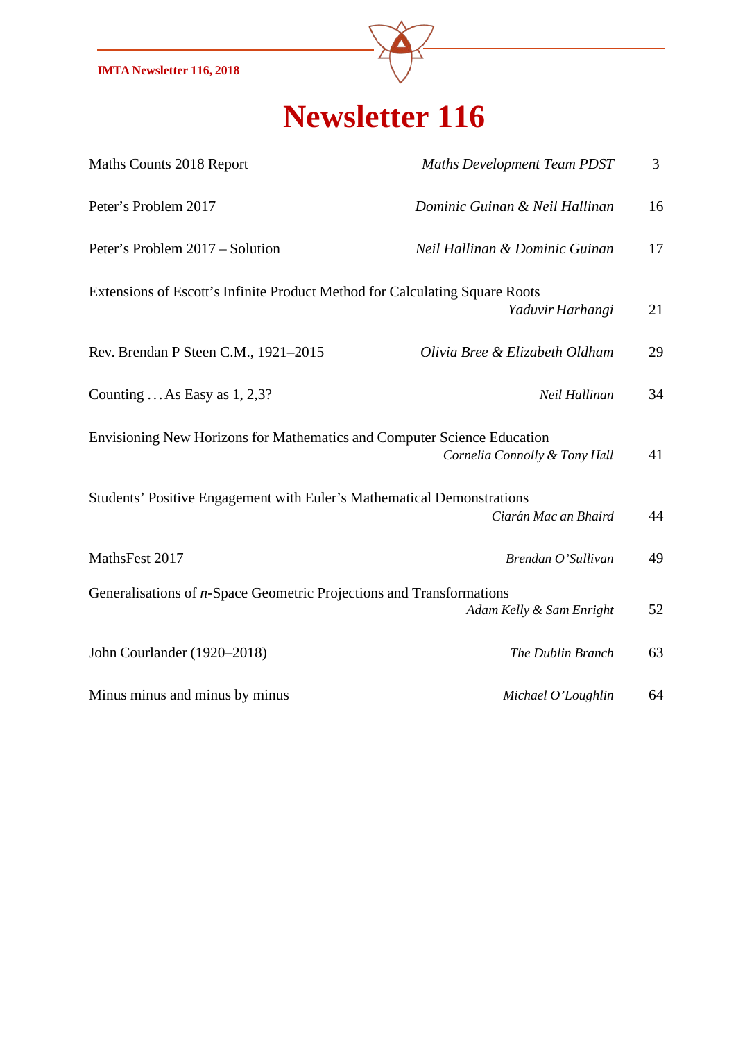# Newsletter 116

| | | |
|---|---|---|
| Maths Counts 2018 Report | *Maths Development Team PDST* | 3 |
| Peter's Problem 2017 | *Dominic Guinan & Neil Hallinan* | 16 |
| Peter's Problem 2017 – Solution | *Neil Hallinan & Dominic Guinan* | 17 |
| Extensions of Escott's Infinite Product Method for Calculating Square Roots | *Yaduvir Harhangi* | 21 |
| Rev. Brendan P Steen C.M., 1921–2015 | *Olivia Bree & Elizabeth Oldham* | 29 |
| Counting ... As Easy as 1, 2,3? | *Neil Hallinan* | 34 |
| Envisioning New Horizons for Mathematics and Computer Science Education | *Cornelia Connolly & Tony Hall* | 41 |
| Students' Positive Engagement with Euler's Mathematical Demonstrations | *Ciarán Mac an Bhaird* | 44 |
| MathsFest 2017 | *Brendan O'Sullivan* | 49 |
| Generalisations of $n$-Space Geometric Projections and Transformations | *Adam Kelly & Sam Enright* | 52 |
| John Courlander (1920–2018) | *The Dublin Branch* | 63 |
| Minus minus and minus by minus | *Michael O'Loughlin* | 64 |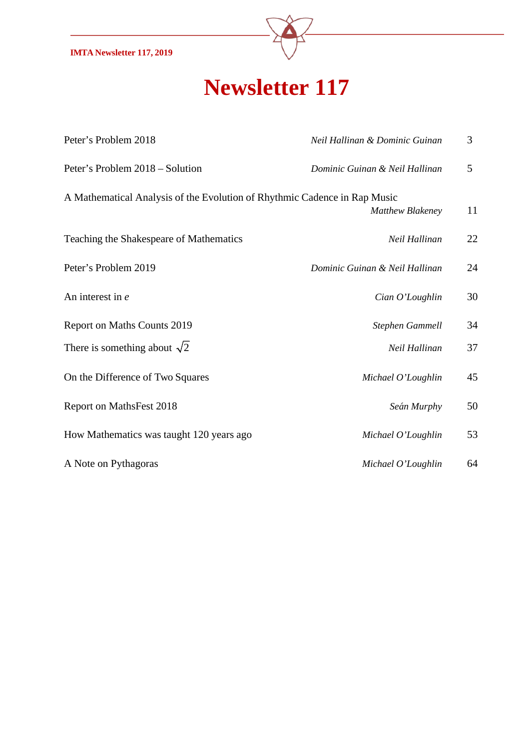# Newsletter 117

| | | |
|---|---|---|
| Peter’s Problem 2018 | *Neil Hallinan & Dominic Guinan* | 3 |
| Peter’s Problem 2018 – Solution | *Dominic Guinan & Neil Hallinan* | 5 |
| A Mathematical Analysis of the Evolution of Rhythmic Cadence in Rap Music | *Matthew Blakeney* | 11 |
| Teaching the Shakespeare of Mathematics | *Neil Hallinan* | 22 |
| Peter’s Problem 2019 | *Dominic Guinan & Neil Hallinan* | 24 |
| An interest in $e$ | *Cian O’Loughlin* | 30 |
| Report on Maths Counts 2019 | *Stephen Gammell* | 34 |
| There is something about $\sqrt{2}$ | *Neil Hallinan* | 37 |
| On the Difference of Two Squares | *Michael O’Loughlin* | 45 |
| Report on MathsFest 2018 | *Seán Murphy* | 50 |
| How Mathematics was taught 120 years ago | *Michael O’Loughlin* | 53 |
| A Note on Pythagoras | *Michael O’Loughlin* | 64 |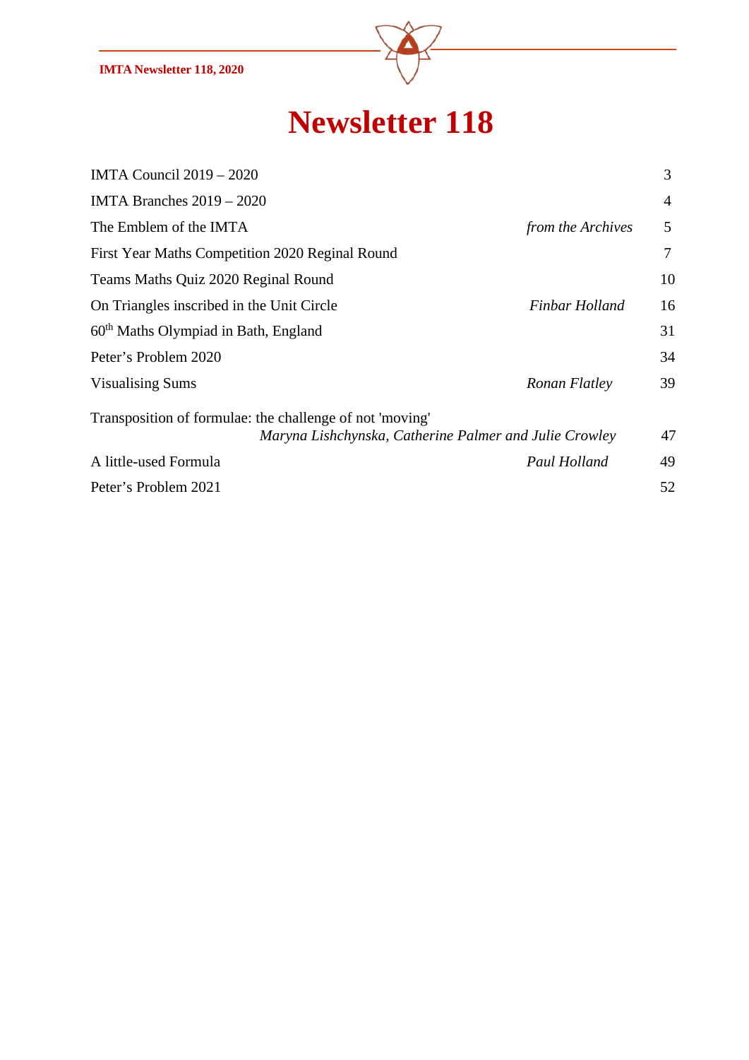# Newsletter 118

| | | |
|---|---|---|
| IMTA Council 2019 – 2020 | | 3 |
| IMTA Branches 2019 – 2020 | | 4 |
| The Emblem of the IMTA | *from the Archives* | 5 |
| First Year Maths Competition 2020 Reginal Round | | 7 |
| Teams Maths Quiz 2020 Reginal Round | | 10 |
| On Triangles inscribed in the Unit Circle | *Finbar Holland* | 16 |
| 60th Maths Olympiad in Bath, England | | 31 |
| Peter's Problem 2020 | | 34 |
| Visualising Sums | *Ronan Flatley* | 39 |
| Transposition of formulae: the challenge of not 'moving' | *Maryna Lishchynska, Catherine Palmer and Julie Crowley* | 47 |
| A little-used Formula | *Paul Holland* | 49 |
| Peter's Problem 2021 | | 52 |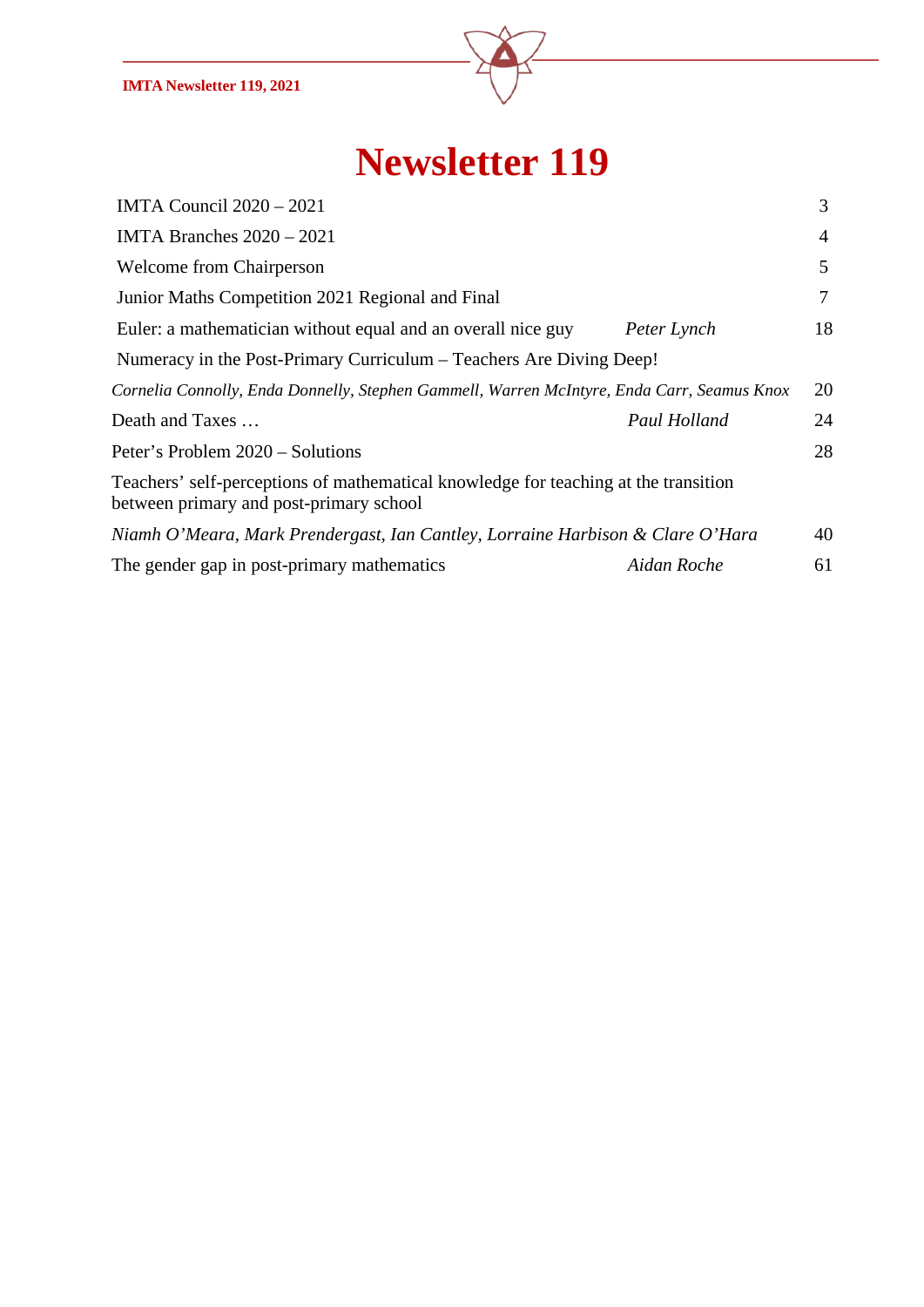# Newsletter 119

| | | |
|---|---|---|
| IMTA Council 2020 – 2021 | | 3 |
| IMTA Branches 2020 – 2021 | | 4 |
| Welcome from Chairperson | | 5 |
| Junior Maths Competition 2021 Regional and Final | | 7 |
| Euler: a mathematician without equal and an overall nice guy | *Peter Lynch* | 18 |
| Numeracy in the Post-Primary Curriculum – Teachers Are Diving Deep! | | |
| *Cornelia Connolly, Enda Donnelly, Stephen Gammell, Warren McIntyre, Enda Carr, Seamus Knox* | | 20 |
| Death and Taxes … | *Paul Holland* | 24 |
| Peter's Problem 2020 – Solutions | | 28 |
| Teachers' self-perceptions of mathematical knowledge for teaching at the transition between primary and post-primary school | | |
| *Niamh O'Meara, Mark Prendergast, Ian Cantley, Lorraine Harbison & Clare O'Hara* | | 40 |
| The gender gap in post-primary mathematics | *Aidan Roche* | 61 |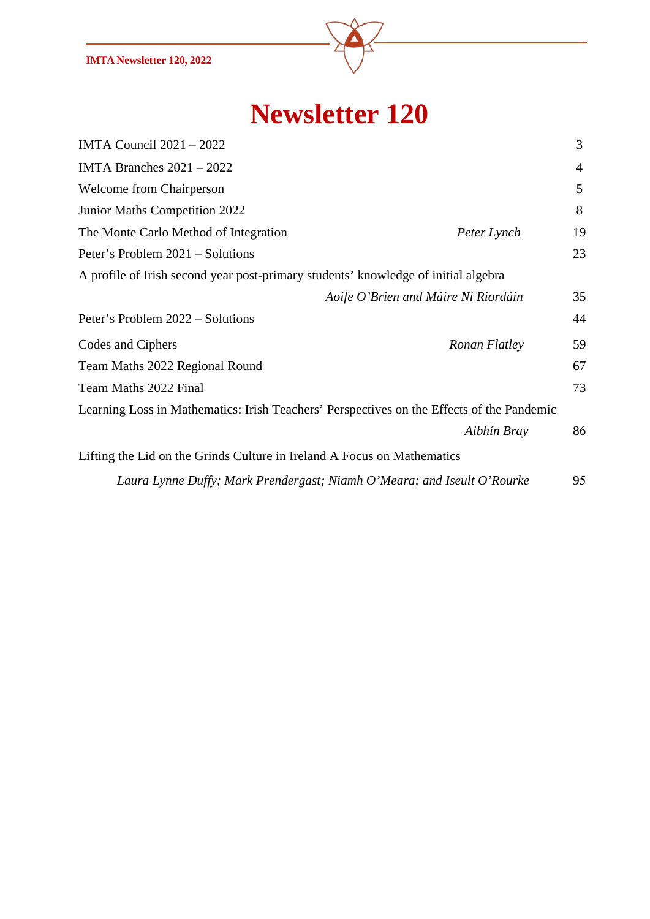# Newsletter 120

| | | |
|---|---|---|
| IMTA Council 2021 – 2022 | | 3 |
| IMTA Branches 2021 – 2022 | | 4 |
| Welcome from Chairperson | | 5 |
| Junior Maths Competition 2022 | | 8 |
| The Monte Carlo Method of Integration | *Peter Lynch* | 19 |
| Peter's Problem 2021 – Solutions | | 23 |
| A profile of Irish second year post-primary students' knowledge of initial algebra | *Aoife O'Brien and Máire Ni Riordáin* | 35 |
| Peter's Problem 2022 – Solutions | | 44 |
| Codes and Ciphers | *Ronan Flatley* | 59 |
| Team Maths 2022 Regional Round | | 67 |
| Team Maths 2022 Final | | 73 |
| Learning Loss in Mathematics: Irish Teachers' Perspectives on the Effects of the Pandemic | *Aibhín Bray* | 86 |
| Lifting the Lid on the Grinds Culture in Ireland A Focus on Mathematics | *Laura Lynne Duffy; Mark Prendergast; Niamh O'Meara; and Iseult O'Rourke* | 95 |